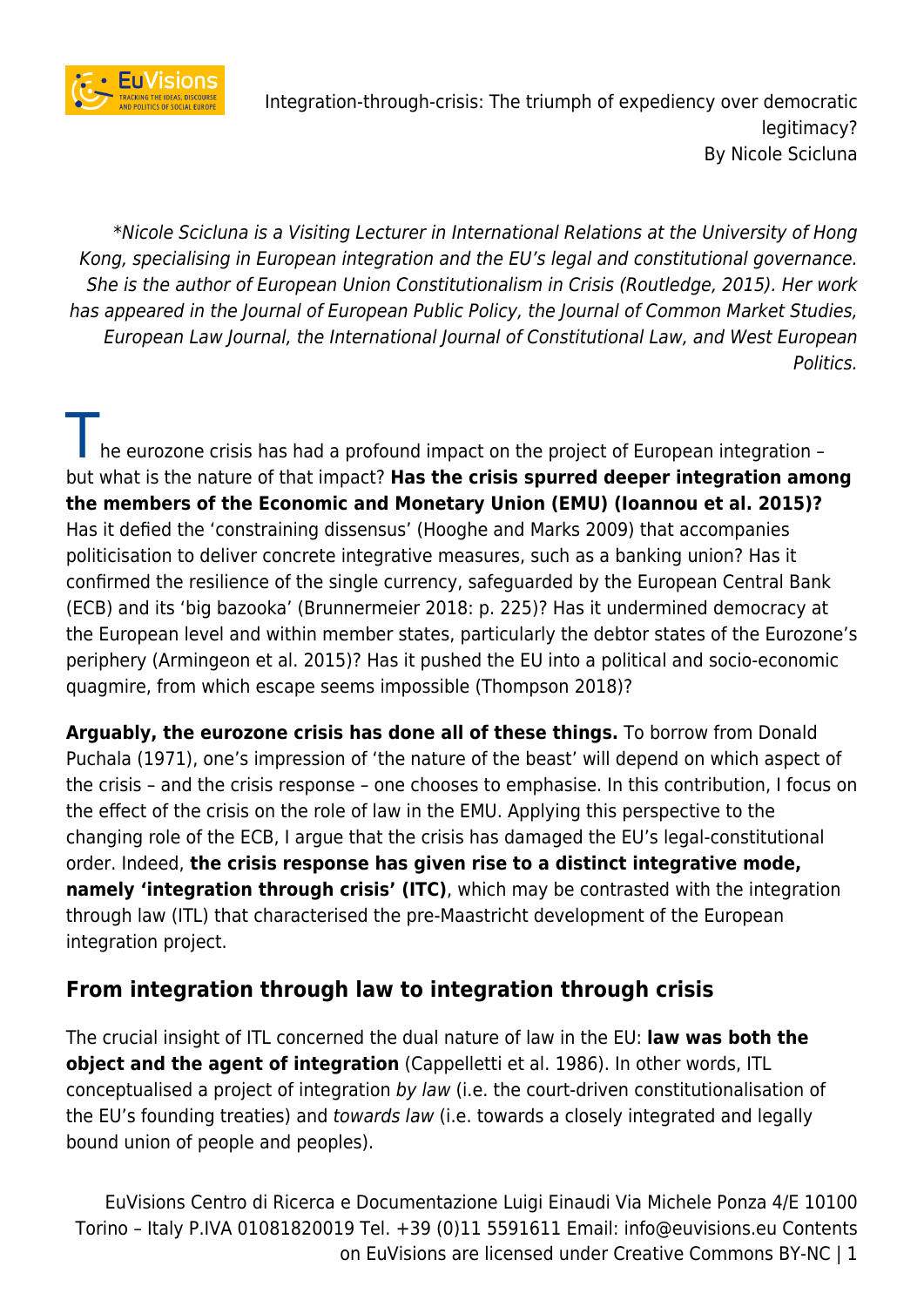# Integration-through-crisis: The triumph of expediency over democratic legitimacy?

By Nicole Scicluna

*\*Nicole Scicluna is a Visiting Lecturer in International Relations at the University of Hong Kong, specialising in European integration and the EU's legal and constitutional governance. She is the author of European Union Constitutionalism in Crisis (Routledge, 2015). Her work has appeared in the Journal of European Public Policy, the Journal of Common Market Studies, European Law Journal, the International Journal of Constitutional Law, and West European Politics.*

The eurozone crisis has had a profound impact on the project of European integration – but what is the nature of that impact? **Has the crisis spurred deeper integration among the members of the Economic and Monetary Union (EMU) (Ioannou et al. 2015)?** Has it defied the 'constraining dissensus' (Hooghe and Marks 2009) that accompanies politicisation to deliver concrete integrative measures, such as a banking union? Has it confirmed the resilience of the single currency, safeguarded by the European Central Bank (ECB) and its 'big bazooka' (Brunnermeier 2018: p. 225)? Has it undermined democracy at the European level and within member states, particularly the debtor states of the Eurozone's periphery (Armingeon et al. 2015)? Has it pushed the EU into a political and socio-economic quagmire, from which escape seems impossible (Thompson 2018)?

**Arguably, the eurozone crisis has done all of these things.** To borrow from Donald Puchala (1971), one's impression of 'the nature of the beast' will depend on which aspect of the crisis – and the crisis response – one chooses to emphasise. In this contribution, I focus on the effect of the crisis on the role of law in the EMU. Applying this perspective to the changing role of the ECB, I argue that the crisis has damaged the EU's legal-constitutional order. Indeed, **the crisis response has given rise to a distinct integrative mode, namely 'integration through crisis' (ITC)**, which may be contrasted with the integration through law (ITL) that characterised the pre-Maastricht development of the European integration project.

## From integration through law to integration through crisis

The crucial insight of ITL concerned the dual nature of law in the EU: **law was both the object and the agent of integration** (Cappelletti et al. 1986). In other words, ITL conceptualised a project of integration *by law* (i.e. the court-driven constitutionalisation of the EU's founding treaties) and *towards law* (i.e. towards a closely integrated and legally bound union of people and peoples).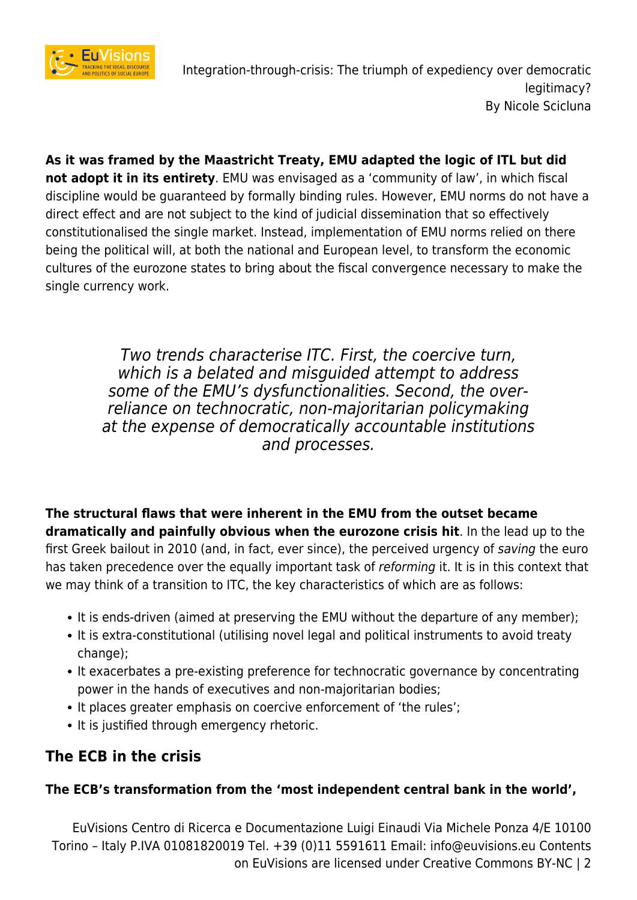**As it was framed by the Maastricht Treaty, EMU adapted the logic of ITL but did not adopt it in its entirety**. EMU was envisaged as a 'community of law', in which fiscal discipline would be guaranteed by formally binding rules. However, EMU norms do not have a direct effect and are not subject to the kind of judicial dissemination that so effectively constitutionalised the single market. Instead, implementation of EMU norms relied on there being the political will, at both the national and European level, to transform the economic cultures of the eurozone states to bring about the fiscal convergence necessary to make the single currency work.

> *Two trends characterise ITC. First, the coercive turn, which is a belated and misguided attempt to address some of the EMU's dysfunctionalities. Second, the over-reliance on technocratic, non-majoritarian policymaking at the expense of democratically accountable institutions and processes.*

**The structural flaws that were inherent in the EMU from the outset became dramatically and painfully obvious when the eurozone crisis hit**. In the lead up to the first Greek bailout in 2010 (and, in fact, ever since), the perceived urgency of *saving* the euro has taken precedence over the equally important task of *reforming* it. It is in this context that we may think of a transition to ITC, the key characteristics of which are as follows:

- It is ends-driven (aimed at preserving the EMU without the departure of any member);
- It is extra-constitutional (utilising novel legal and political instruments to avoid treaty change);
- It exacerbates a pre-existing preference for technocratic governance by concentrating power in the hands of executives and non-majoritarian bodies;
- It places greater emphasis on coercive enforcement of 'the rules';
- It is justified through emergency rhetoric.

## The ECB in the crisis

**The ECB's transformation from the 'most independent central bank in the world',**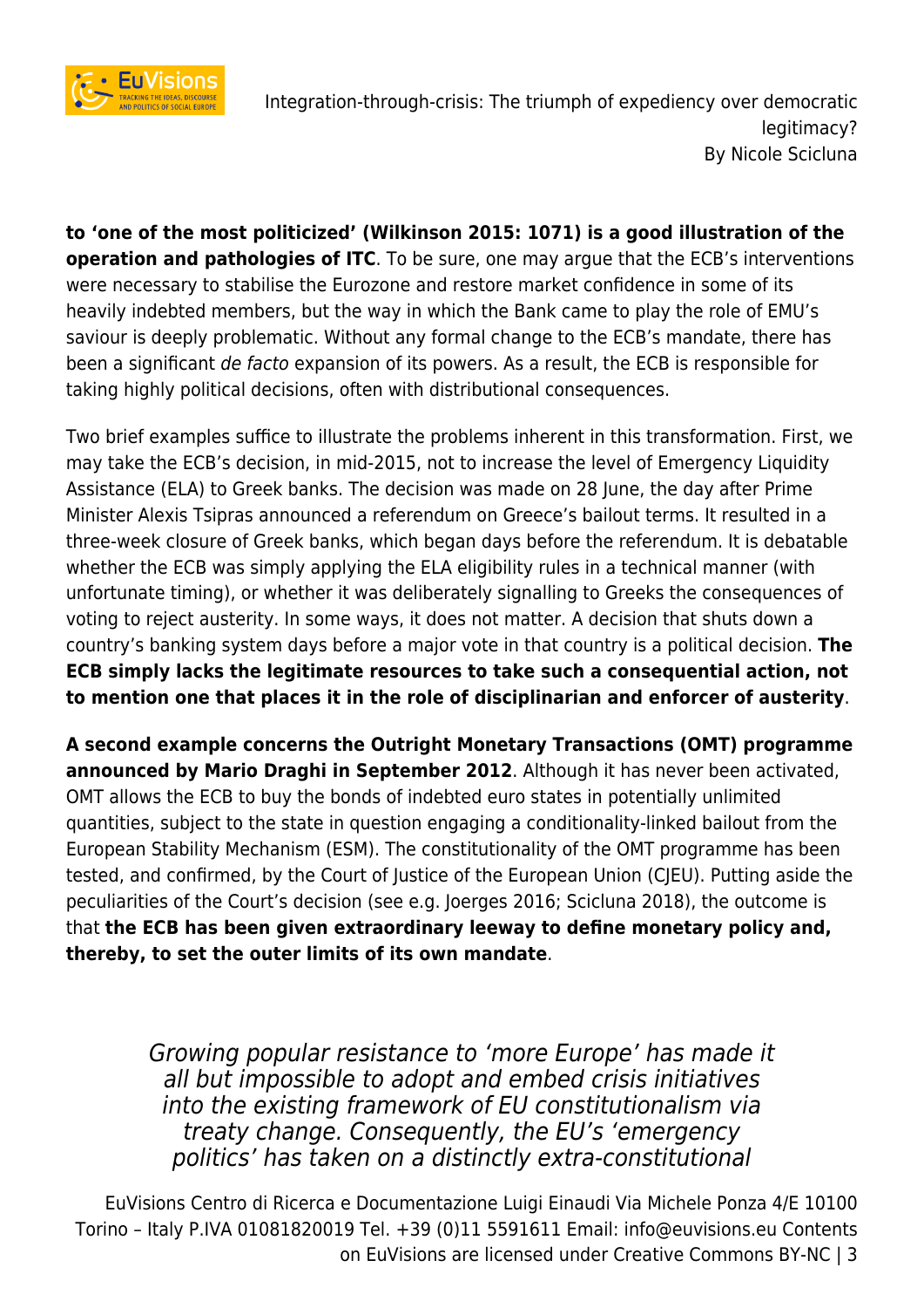**to 'one of the most politicized' (Wilkinson 2015: 1071) is a good illustration of the operation and pathologies of ITC**. To be sure, one may argue that the ECB's interventions were necessary to stabilise the Eurozone and restore market confidence in some of its heavily indebted members, but the way in which the Bank came to play the role of EMU's saviour is deeply problematic. Without any formal change to the ECB's mandate, there has been a significant *de facto* expansion of its powers. As a result, the ECB is responsible for taking highly political decisions, often with distributional consequences.

Two brief examples suffice to illustrate the problems inherent in this transformation. First, we may take the ECB's decision, in mid-2015, not to increase the level of Emergency Liquidity Assistance (ELA) to Greek banks. The decision was made on 28 June, the day after Prime Minister Alexis Tsipras announced a referendum on Greece's bailout terms. It resulted in a three-week closure of Greek banks, which began days before the referendum. It is debatable whether the ECB was simply applying the ELA eligibility rules in a technical manner (with unfortunate timing), or whether it was deliberately signalling to Greeks the consequences of voting to reject austerity. In some ways, it does not matter. A decision that shuts down a country's banking system days before a major vote in that country is a political decision. **The ECB simply lacks the legitimate resources to take such a consequential action, not to mention one that places it in the role of disciplinarian and enforcer of austerity**.

**A second example concerns the Outright Monetary Transactions (OMT) programme announced by Mario Draghi in September 2012**. Although it has never been activated, OMT allows the ECB to buy the bonds of indebted euro states in potentially unlimited quantities, subject to the state in question engaging a conditionality-linked bailout from the European Stability Mechanism (ESM). The constitutionality of the OMT programme has been tested, and confirmed, by the Court of Justice of the European Union (CJEU). Putting aside the peculiarities of the Court's decision (see e.g. Joerges 2016; Scicluna 2018), the outcome is that **the ECB has been given extraordinary leeway to define monetary policy and, thereby, to set the outer limits of its own mandate**.

> *Growing popular resistance to 'more Europe' has made it all but impossible to adopt and embed crisis initiatives into the existing framework of EU constitutionalism via treaty change. Consequently, the EU's 'emergency politics' has taken on a distinctly extra-constitutional*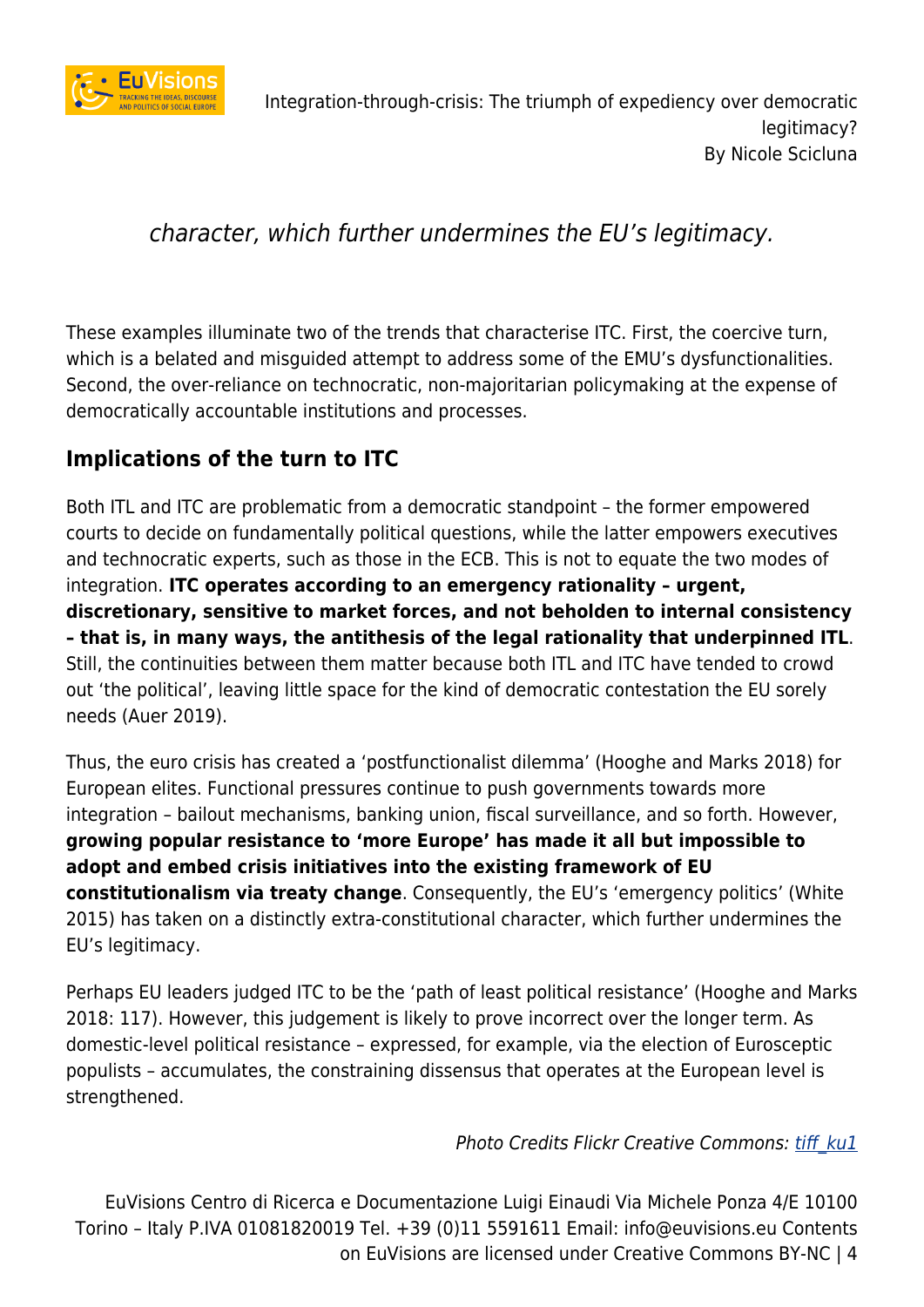*character, which further undermines the EU's legitimacy.*

These examples illuminate two of the trends that characterise ITC. First, the coercive turn, which is a belated and misguided attempt to address some of the EMU's dysfunctionalities. Second, the over-reliance on technocratic, non-majoritarian policymaking at the expense of democratically accountable institutions and processes.

## Implications of the turn to ITC

Both ITL and ITC are problematic from a democratic standpoint – the former empowered courts to decide on fundamentally political questions, while the latter empowers executives and technocratic experts, such as those in the ECB. This is not to equate the two modes of integration. **ITC operates according to an emergency rationality – urgent, discretionary, sensitive to market forces, and not beholden to internal consistency – that is, in many ways, the antithesis of the legal rationality that underpinned ITL**. Still, the continuities between them matter because both ITL and ITC have tended to crowd out 'the political', leaving little space for the kind of democratic contestation the EU sorely needs (Auer 2019).

Thus, the euro crisis has created a 'postfunctionalist dilemma' (Hooghe and Marks 2018) for European elites. Functional pressures continue to push governments towards more integration – bailout mechanisms, banking union, fiscal surveillance, and so forth. However, **growing popular resistance to 'more Europe' has made it all but impossible to adopt and embed crisis initiatives into the existing framework of EU constitutionalism via treaty change**. Consequently, the EU's 'emergency politics' (White 2015) has taken on a distinctly extra-constitutional character, which further undermines the EU's legitimacy.

Perhaps EU leaders judged ITC to be the 'path of least political resistance' (Hooghe and Marks 2018: 117). However, this judgement is likely to prove incorrect over the longer term. As domestic-level political resistance – expressed, for example, via the election of Eurosceptic populists – accumulates, the constraining dissensus that operates at the European level is strengthened.

*Photo Credits Flickr Creative Commons: tiff_ku1*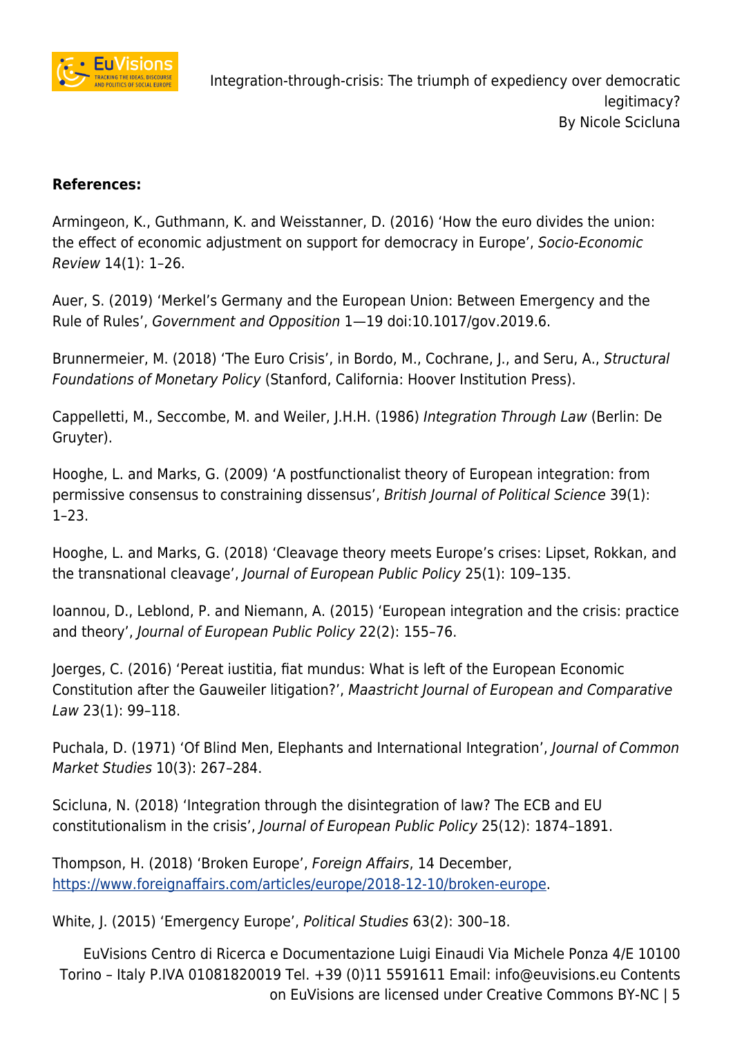**References:**

Armingeon, K., Guthmann, K. and Weisstanner, D. (2016) 'How the euro divides the union: the effect of economic adjustment on support for democracy in Europe', *Socio-Economic Review* 14(1): 1–26.

Auer, S. (2019) 'Merkel's Germany and the European Union: Between Emergency and the Rule of Rules', *Government and Opposition* 1—19 doi:10.1017/gov.2019.6.

Brunnermeier, M. (2018) 'The Euro Crisis', in Bordo, M., Cochrane, J., and Seru, A., *Structural Foundations of Monetary Policy* (Stanford, California: Hoover Institution Press).

Cappelletti, M., Seccombe, M. and Weiler, J.H.H. (1986) *Integration Through Law* (Berlin: De Gruyter).

Hooghe, L. and Marks, G. (2009) 'A postfunctionalist theory of European integration: from permissive consensus to constraining dissensus', *British Journal of Political Science* 39(1): 1–23.

Hooghe, L. and Marks, G. (2018) 'Cleavage theory meets Europe's crises: Lipset, Rokkan, and the transnational cleavage', *Journal of European Public Policy* 25(1): 109–135.

Ioannou, D., Leblond, P. and Niemann, A. (2015) 'European integration and the crisis: practice and theory', *Journal of European Public Policy* 22(2): 155–76.

Joerges, C. (2016) 'Pereat iustitia, fiat mundus: What is left of the European Economic Constitution after the Gauweiler litigation?', *Maastricht Journal of European and Comparative Law* 23(1): 99–118.

Puchala, D. (1971) 'Of Blind Men, Elephants and International Integration', *Journal of Common Market Studies* 10(3): 267–284.

Scicluna, N. (2018) 'Integration through the disintegration of law? The ECB and EU constitutionalism in the crisis', *Journal of European Public Policy* 25(12): 1874–1891.

Thompson, H. (2018) 'Broken Europe', *Foreign Affairs*, 14 December, https://www.foreignaffairs.com/articles/europe/2018-12-10/broken-europe.

White, J. (2015) 'Emergency Europe', *Political Studies* 63(2): 300–18.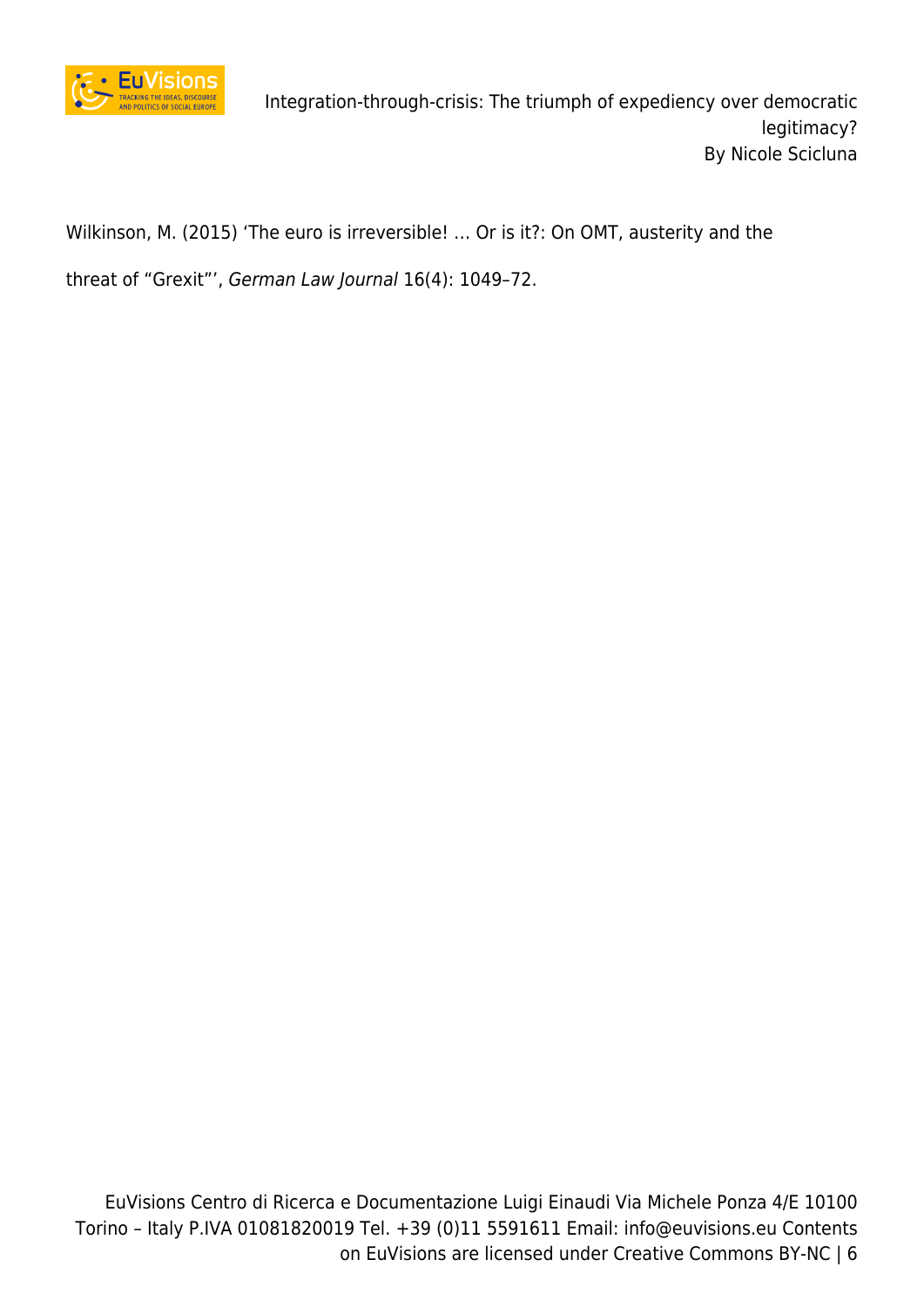Wilkinson, M. (2015) 'The euro is irreversible! … Or is it?: On OMT, austerity and the threat of "Grexit"', *German Law Journal* 16(4): 1049–72.